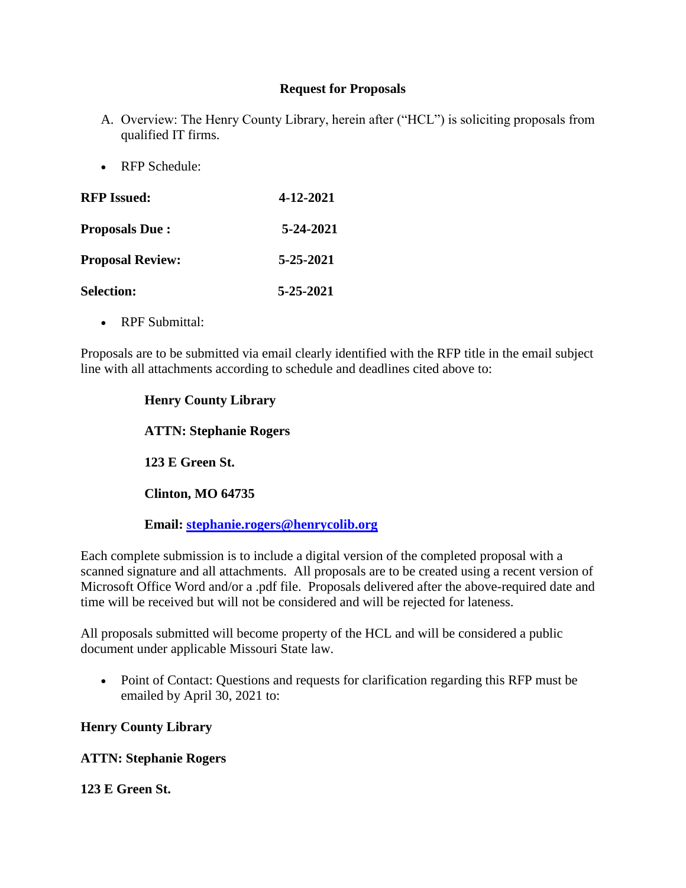**Request for Proposals**

A. Overview: The Henry County Library, herein after ("HCL") is soliciting proposals from qualified IT firms.

- RFP Schedule:

| | |
|---|---|
| **RFP Issued:** | **4-12-2021** |
| **Proposals Due :** | **5-24-2021** |
| **Proposal Review:** | **5-25-2021** |
| **Selection:** | **5-25-2021** |

- RPF Submittal:

Proposals are to be submitted via email clearly identified with the RFP title in the email subject line with all attachments according to schedule and deadlines cited above to:

> **Henry County Library**
>
> **ATTN: Stephanie Rogers**
>
> **123 E Green St.**
>
> **Clinton, MO 64735**
>
> **Email: stephanie.rogers@henrycolib.org**

Each complete submission is to include a digital version of the completed proposal with a scanned signature and all attachments. All proposals are to be created using a recent version of Microsoft Office Word and/or a .pdf file. Proposals delivered after the above-required date and time will be received but will not be considered and will be rejected for lateness.

All proposals submitted will become property of the HCL and will be considered a public document under applicable Missouri State law.

- Point of Contact: Questions and requests for clarification regarding this RFP must be emailed by April 30, 2021 to:

**Henry County Library**

**ATTN: Stephanie Rogers**

**123 E Green St.**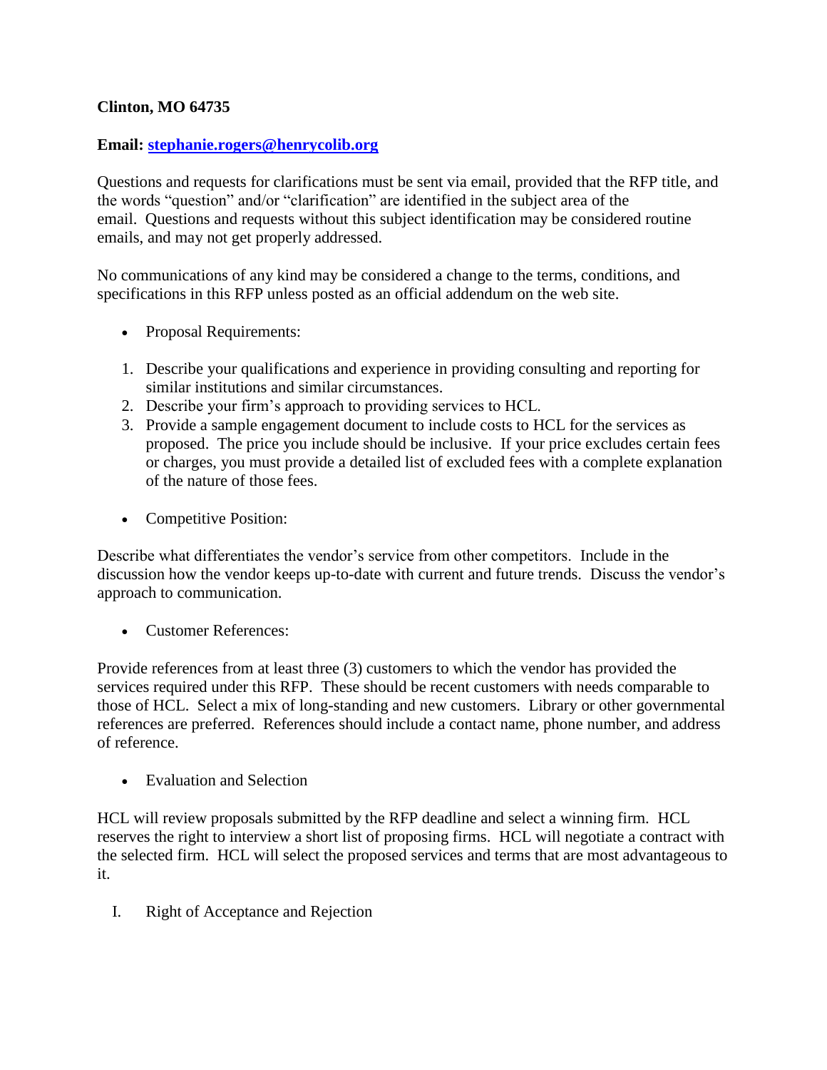**Clinton, MO 64735**

**Email: stephanie.rogers@henrycolib.org**

Questions and requests for clarifications must be sent via email, provided that the RFP title, and the words "question" and/or "clarification" are identified in the subject area of the email. Questions and requests without this subject identification may be considered routine emails, and may not get properly addressed.

No communications of any kind may be considered a change to the terms, conditions, and specifications in this RFP unless posted as an official addendum on the web site.

- Proposal Requirements:

1. Describe your qualifications and experience in providing consulting and reporting for similar institutions and similar circumstances.
2. Describe your firm's approach to providing services to HCL.
3. Provide a sample engagement document to include costs to HCL for the services as proposed. The price you include should be inclusive. If your price excludes certain fees or charges, you must provide a detailed list of excluded fees with a complete explanation of the nature of those fees.

- Competitive Position:

Describe what differentiates the vendor's service from other competitors. Include in the discussion how the vendor keeps up-to-date with current and future trends. Discuss the vendor's approach to communication.

- Customer References:

Provide references from at least three (3) customers to which the vendor has provided the services required under this RFP. These should be recent customers with needs comparable to those of HCL. Select a mix of long-standing and new customers. Library or other governmental references are preferred. References should include a contact name, phone number, and address of reference.

- Evaluation and Selection

HCL will review proposals submitted by the RFP deadline and select a winning firm. HCL reserves the right to interview a short list of proposing firms. HCL will negotiate a contract with the selected firm. HCL will select the proposed services and terms that are most advantageous to it.

I. Right of Acceptance and Rejection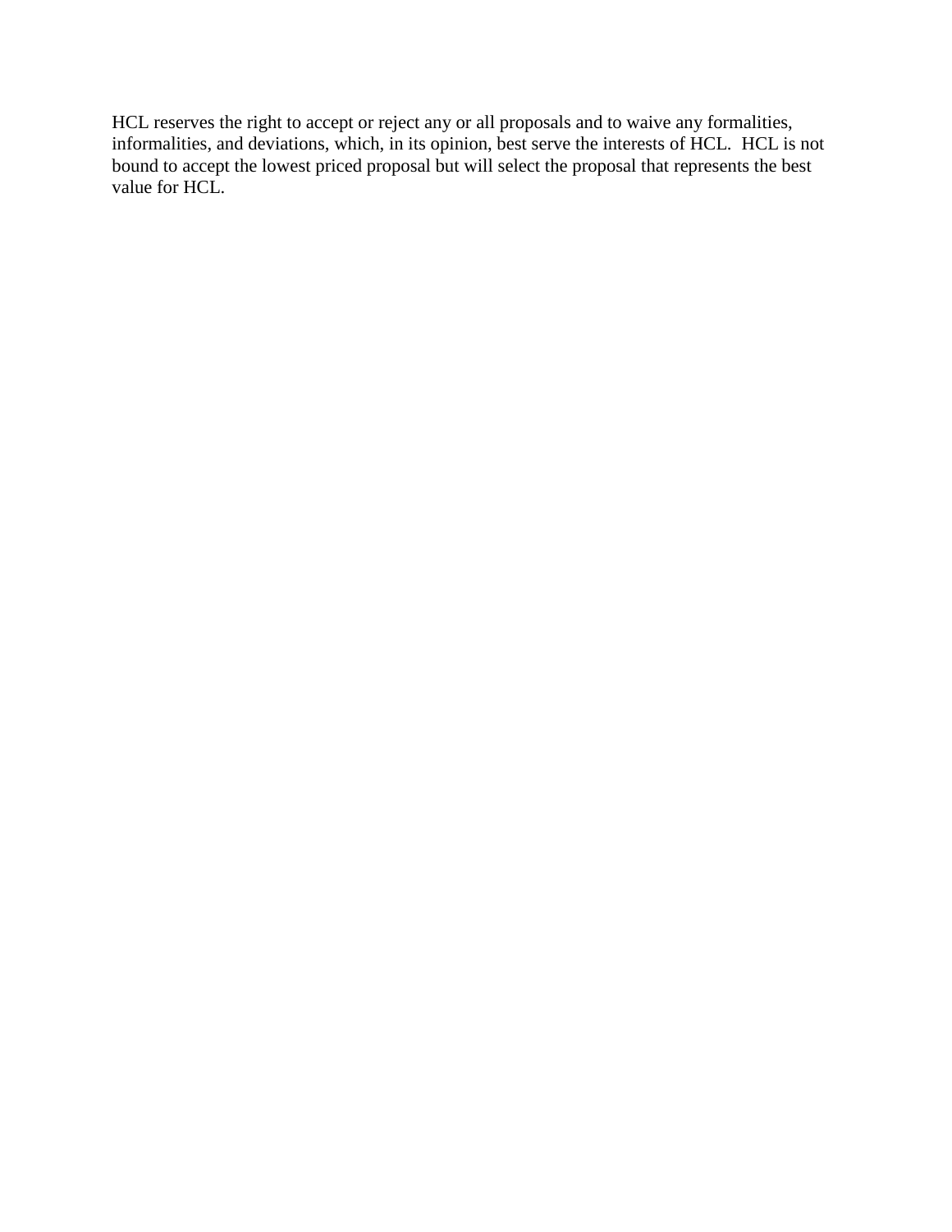HCL reserves the right to accept or reject any or all proposals and to waive any formalities, informalities, and deviations, which, in its opinion, best serve the interests of HCL. HCL is not bound to accept the lowest priced proposal but will select the proposal that represents the best value for HCL.